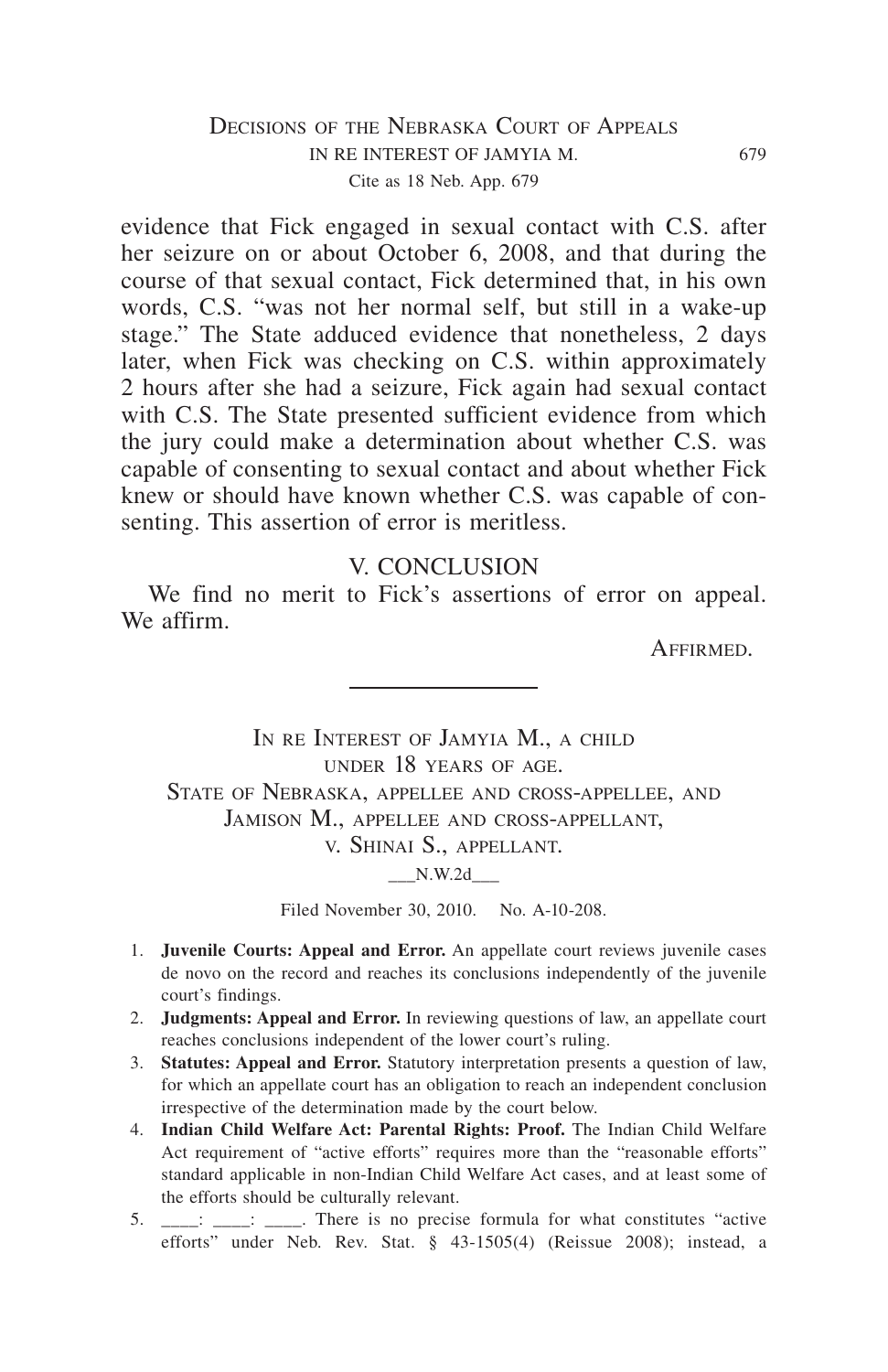evidence that Fick engaged in sexual contact with C.S. after her seizure on or about October 6, 2008, and that during the course of that sexual contact, Fick determined that, in his own words, C.S. "was not her normal self, but still in a wake-up stage." The State adduced evidence that nonetheless, 2 days later, when Fick was checking on C.S. within approximately 2 hours after she had a seizure, Fick again had sexual contact with C.S. The State presented sufficient evidence from which the jury could make a determination about whether C.S. was capable of consenting to sexual contact and about whether Fick knew or should have known whether C.S. was capable of consenting. This assertion of error is meritless.

## V. CONCLUSION

We find no merit to Fick's assertions of error on appeal. We affirm.

AFFIRMED.

---

IN RE INTEREST OF JAMYIA M., A CHILD UNDER 18 YEARS OF AGE.
STATE OF NEBRASKA, APPELLEE AND CROSS-APPELLEE, AND JAMISON M., APPELLEE AND CROSS-APPELLANT, V. SHINAI S., APPELLANT.

___N.W.2d___

Filed November 30, 2010. No. A-10-208.

1. **Juvenile Courts: Appeal and Error.** An appellate court reviews juvenile cases de novo on the record and reaches its conclusions independently of the juvenile court's findings.
2. **Judgments: Appeal and Error.** In reviewing questions of law, an appellate court reaches conclusions independent of the lower court's ruling.
3. **Statutes: Appeal and Error.** Statutory interpretation presents a question of law, for which an appellate court has an obligation to reach an independent conclusion irrespective of the determination made by the court below.
4. **Indian Child Welfare Act: Parental Rights: Proof.** The Indian Child Welfare Act requirement of "active efforts" requires more than the "reasonable efforts" standard applicable in non-Indian Child Welfare Act cases, and at least some of the efforts should be culturally relevant.
5. ____: ____: ____. There is no precise formula for what constitutes "active efforts" under Neb. Rev. Stat. § 43-1505(4) (Reissue 2008); instead, a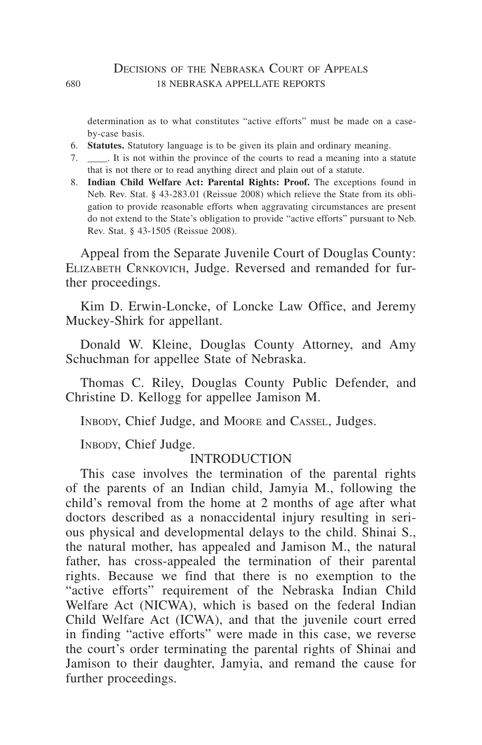determination as to what constitutes "active efforts" must be made on a case-by-case basis.

6. **Statutes.** Statutory language is to be given its plain and ordinary meaning.
7. \_\_\_\_. It is not within the province of the courts to read a meaning into a statute that is not there or to read anything direct and plain out of a statute.
8. **Indian Child Welfare Act: Parental Rights: Proof.** The exceptions found in Neb. Rev. Stat. § 43-283.01 (Reissue 2008) which relieve the State from its obligation to provide reasonable efforts when aggravating circumstances are present do not extend to the State's obligation to provide "active efforts" pursuant to Neb. Rev. Stat. § 43-1505 (Reissue 2008).

Appeal from the Separate Juvenile Court of Douglas County: ELIZABETH CRNKOVICH, Judge. Reversed and remanded for further proceedings.

Kim D. Erwin-Loncke, of Loncke Law Office, and Jeremy Muckey-Shirk for appellant.

Donald W. Kleine, Douglas County Attorney, and Amy Schuchman for appellee State of Nebraska.

Thomas C. Riley, Douglas County Public Defender, and Christine D. Kellogg for appellee Jamison M.

INBODY, Chief Judge, and MOORE and CASSEL, Judges.

INBODY, Chief Judge.

## INTRODUCTION

This case involves the termination of the parental rights of the parents of an Indian child, Jamyia M., following the child's removal from the home at 2 months of age after what doctors described as a nonaccidental injury resulting in serious physical and developmental delays to the child. Shinai S., the natural mother, has appealed and Jamison M., the natural father, has cross-appealed the termination of their parental rights. Because we find that there is no exemption to the "active efforts" requirement of the Nebraska Indian Child Welfare Act (NICWA), which is based on the federal Indian Child Welfare Act (ICWA), and that the juvenile court erred in finding "active efforts" were made in this case, we reverse the court's order terminating the parental rights of Shinai and Jamison to their daughter, Jamyia, and remand the cause for further proceedings.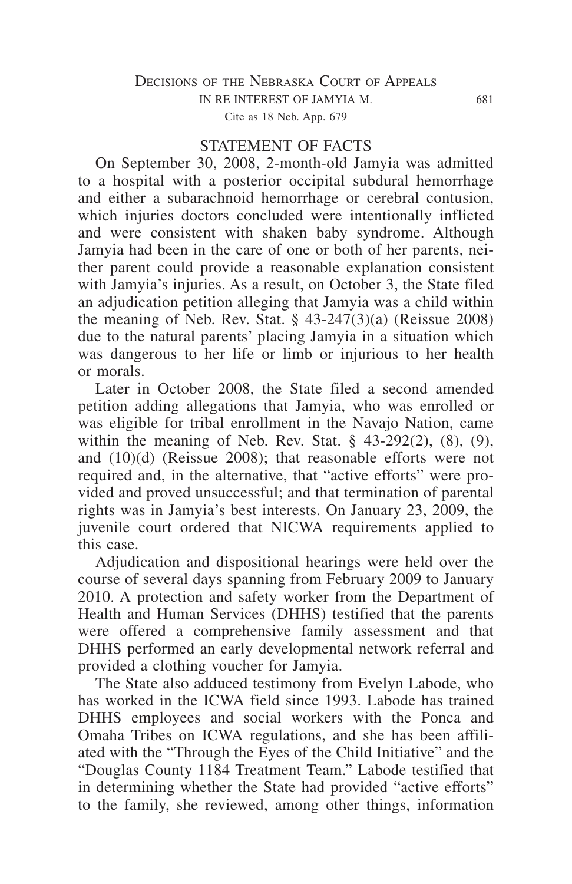## STATEMENT OF FACTS

On September 30, 2008, 2-month-old Jamyia was admitted to a hospital with a posterior occipital subdural hemorrhage and either a subarachnoid hemorrhage or cerebral contusion, which injuries doctors concluded were intentionally inflicted and were consistent with shaken baby syndrome. Although Jamyia had been in the care of one or both of her parents, neither parent could provide a reasonable explanation consistent with Jamyia's injuries. As a result, on October 3, the State filed an adjudication petition alleging that Jamyia was a child within the meaning of Neb. Rev. Stat. § 43-247(3)(a) (Reissue 2008) due to the natural parents' placing Jamyia in a situation which was dangerous to her life or limb or injurious to her health or morals.

Later in October 2008, the State filed a second amended petition adding allegations that Jamyia, who was enrolled or was eligible for tribal enrollment in the Navajo Nation, came within the meaning of Neb. Rev. Stat. § 43-292(2), (8), (9), and (10)(d) (Reissue 2008); that reasonable efforts were not required and, in the alternative, that "active efforts" were provided and proved unsuccessful; and that termination of parental rights was in Jamyia's best interests. On January 23, 2009, the juvenile court ordered that NICWA requirements applied to this case.

Adjudication and dispositional hearings were held over the course of several days spanning from February 2009 to January 2010. A protection and safety worker from the Department of Health and Human Services (DHHS) testified that the parents were offered a comprehensive family assessment and that DHHS performed an early developmental network referral and provided a clothing voucher for Jamyia.

The State also adduced testimony from Evelyn Labode, who has worked in the ICWA field since 1993. Labode has trained DHHS employees and social workers with the Ponca and Omaha Tribes on ICWA regulations, and she has been affiliated with the "Through the Eyes of the Child Initiative" and the "Douglas County 1184 Treatment Team." Labode testified that in determining whether the State had provided "active efforts" to the family, she reviewed, among other things, information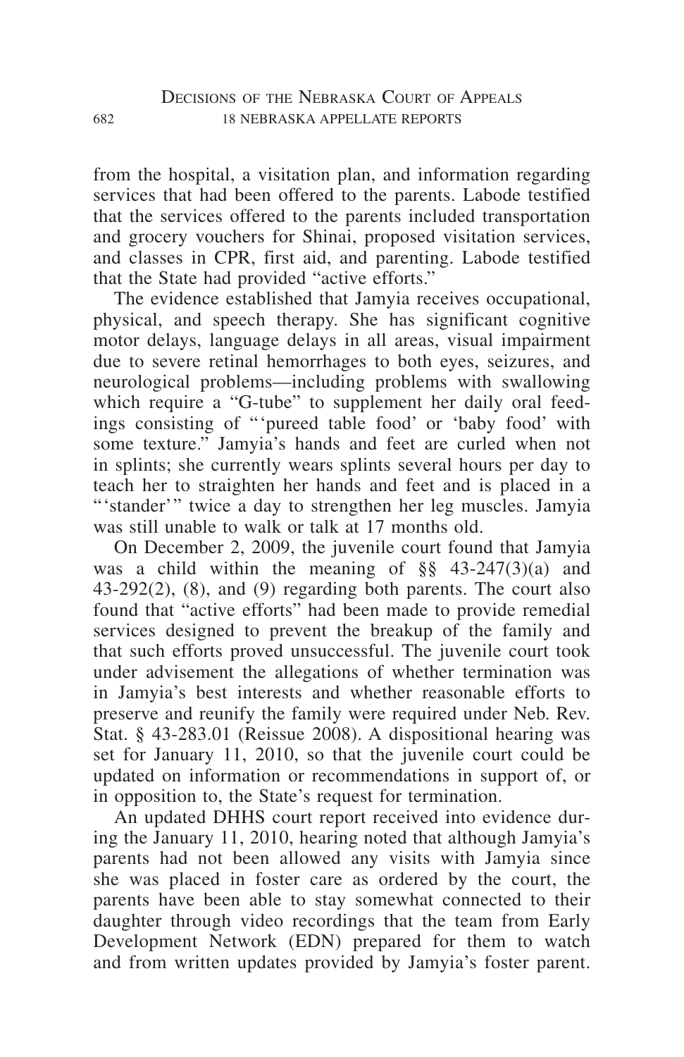from the hospital, a visitation plan, and information regarding services that had been offered to the parents. Labode testified that the services offered to the parents included transportation and grocery vouchers for Shinai, proposed visitation services, and classes in CPR, first aid, and parenting. Labode testified that the State had provided "active efforts."

The evidence established that Jamyia receives occupational, physical, and speech therapy. She has significant cognitive motor delays, language delays in all areas, visual impairment due to severe retinal hemorrhages to both eyes, seizures, and neurological problems—including problems with swallowing which require a "G-tube" to supplement her daily oral feedings consisting of "'pureed table food' or 'baby food' with some texture." Jamyia's hands and feet are curled when not in splints; she currently wears splints several hours per day to teach her to straighten her hands and feet and is placed in a "'stander'" twice a day to strengthen her leg muscles. Jamyia was still unable to walk or talk at 17 months old.

On December 2, 2009, the juvenile court found that Jamyia was a child within the meaning of §§ 43-247(3)(a) and 43-292(2), (8), and (9) regarding both parents. The court also found that "active efforts" had been made to provide remedial services designed to prevent the breakup of the family and that such efforts proved unsuccessful. The juvenile court took under advisement the allegations of whether termination was in Jamyia's best interests and whether reasonable efforts to preserve and reunify the family were required under Neb. Rev. Stat. § 43-283.01 (Reissue 2008). A dispositional hearing was set for January 11, 2010, so that the juvenile court could be updated on information or recommendations in support of, or in opposition to, the State's request for termination.

An updated DHHS court report received into evidence during the January 11, 2010, hearing noted that although Jamyia's parents had not been allowed any visits with Jamyia since she was placed in foster care as ordered by the court, the parents have been able to stay somewhat connected to their daughter through video recordings that the team from Early Development Network (EDN) prepared for them to watch and from written updates provided by Jamyia's foster parent.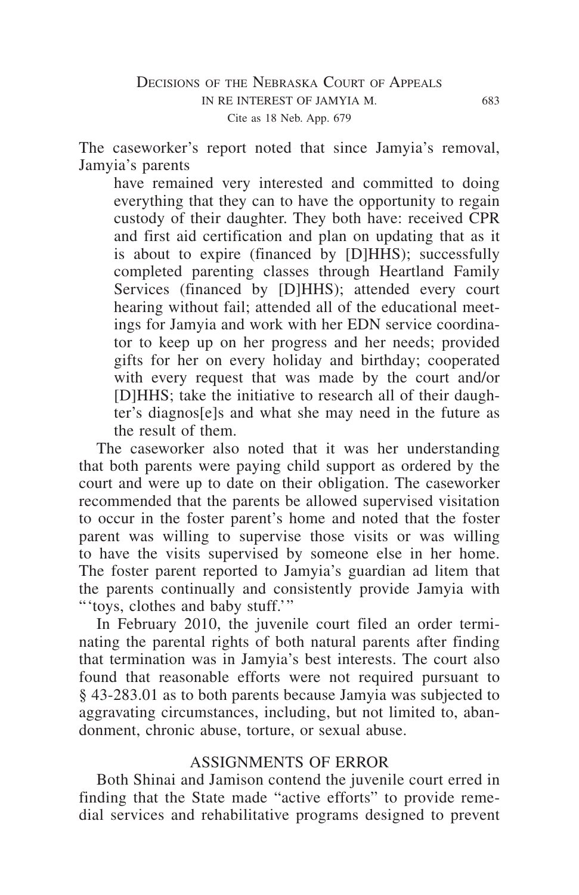The caseworker's report noted that since Jamyia's removal, Jamyia's parents

> have remained very interested and committed to doing everything that they can to have the opportunity to regain custody of their daughter. They both have: received CPR and first aid certification and plan on updating that as it is about to expire (financed by [D]HHS); successfully completed parenting classes through Heartland Family Services (financed by [D]HHS); attended every court hearing without fail; attended all of the educational meetings for Jamyia and work with her EDN service coordinator to keep up on her progress and her needs; provided gifts for her on every holiday and birthday; cooperated with every request that was made by the court and/or [D]HHS; take the initiative to research all of their daughter's diagnos[e]s and what she may need in the future as the result of them.

The caseworker also noted that it was her understanding that both parents were paying child support as ordered by the court and were up to date on their obligation. The caseworker recommended that the parents be allowed supervised visitation to occur in the foster parent's home and noted that the foster parent was willing to supervise those visits or was willing to have the visits supervised by someone else in her home. The foster parent reported to Jamyia's guardian ad litem that the parents continually and consistently provide Jamyia with "'toys, clothes and baby stuff.'"

In February 2010, the juvenile court filed an order terminating the parental rights of both natural parents after finding that termination was in Jamyia's best interests. The court also found that reasonable efforts were not required pursuant to § 43-283.01 as to both parents because Jamyia was subjected to aggravating circumstances, including, but not limited to, abandonment, chronic abuse, torture, or sexual abuse.

## ASSIGNMENTS OF ERROR

Both Shinai and Jamison contend the juvenile court erred in finding that the State made "active efforts" to provide remedial services and rehabilitative programs designed to prevent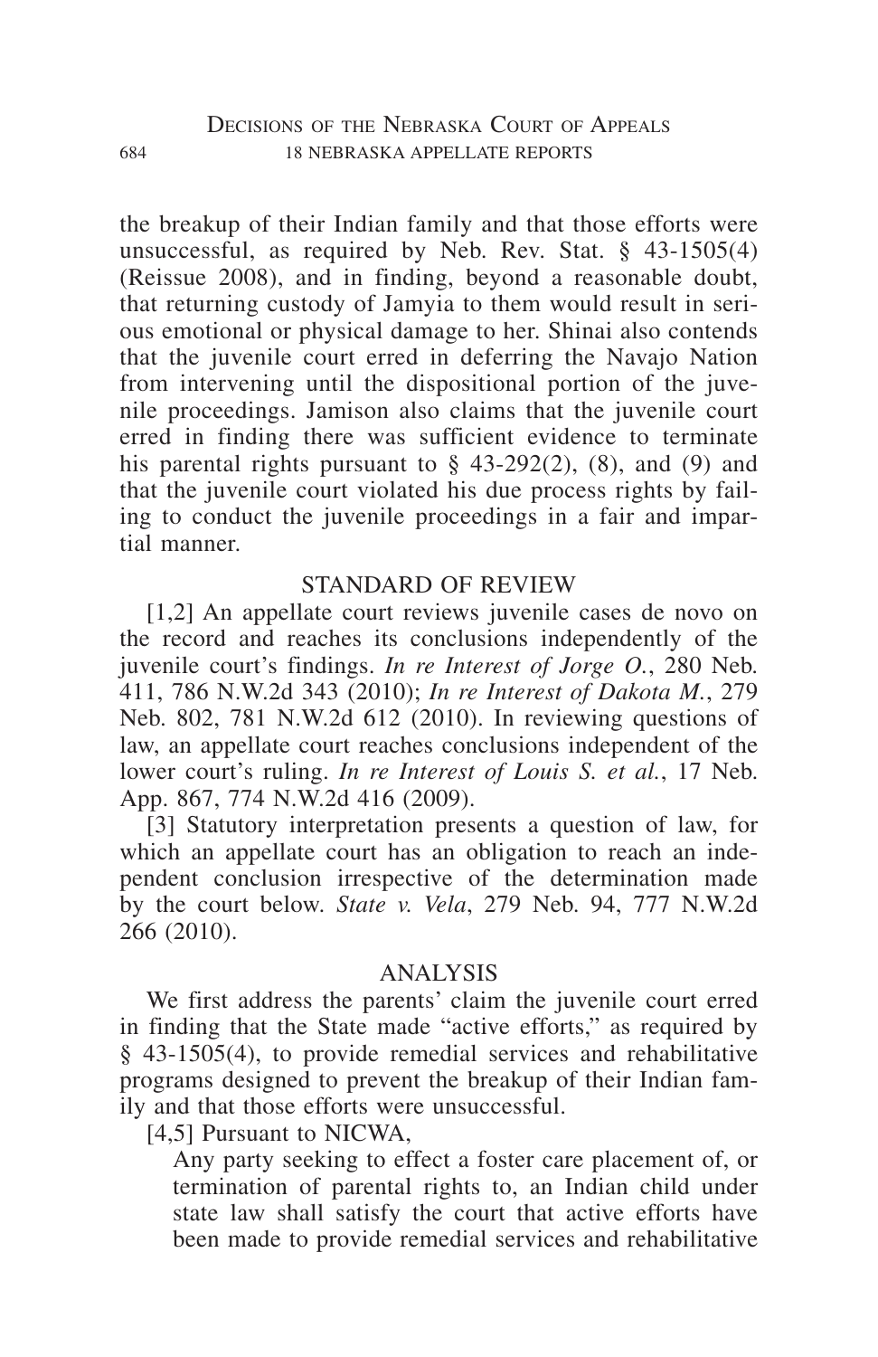the breakup of their Indian family and that those efforts were unsuccessful, as required by Neb. Rev. Stat. § 43-1505(4) (Reissue 2008), and in finding, beyond a reasonable doubt, that returning custody of Jamyia to them would result in serious emotional or physical damage to her. Shinai also contends that the juvenile court erred in deferring the Navajo Nation from intervening until the dispositional portion of the juvenile proceedings. Jamison also claims that the juvenile court erred in finding there was sufficient evidence to terminate his parental rights pursuant to § 43-292(2), (8), and (9) and that the juvenile court violated his due process rights by failing to conduct the juvenile proceedings in a fair and impartial manner.

## STANDARD OF REVIEW

[1,2] An appellate court reviews juvenile cases de novo on the record and reaches its conclusions independently of the juvenile court's findings. *In re Interest of Jorge O.*, 280 Neb. 411, 786 N.W.2d 343 (2010); *In re Interest of Dakota M.*, 279 Neb. 802, 781 N.W.2d 612 (2010). In reviewing questions of law, an appellate court reaches conclusions independent of the lower court's ruling. *In re Interest of Louis S. et al.*, 17 Neb. App. 867, 774 N.W.2d 416 (2009).

[3] Statutory interpretation presents a question of law, for which an appellate court has an obligation to reach an independent conclusion irrespective of the determination made by the court below. *State v. Vela*, 279 Neb. 94, 777 N.W.2d 266 (2010).

## ANALYSIS

We first address the parents' claim the juvenile court erred in finding that the State made "active efforts," as required by § 43-1505(4), to provide remedial services and rehabilitative programs designed to prevent the breakup of their Indian family and that those efforts were unsuccessful.

[4,5] Pursuant to NICWA,

> Any party seeking to effect a foster care placement of, or termination of parental rights to, an Indian child under state law shall satisfy the court that active efforts have been made to provide remedial services and rehabilitative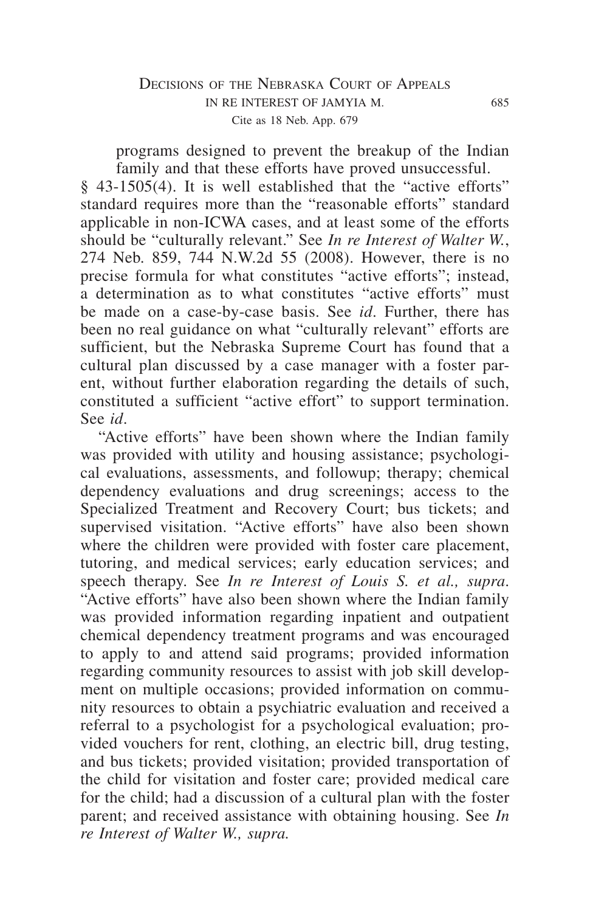programs designed to prevent the breakup of the Indian family and that these efforts have proved unsuccessful.

§ 43-1505(4). It is well established that the "active efforts" standard requires more than the "reasonable efforts" standard applicable in non-ICWA cases, and at least some of the efforts should be "culturally relevant." See *In re Interest of Walter W.*, 274 Neb. 859, 744 N.W.2d 55 (2008). However, there is no precise formula for what constitutes "active efforts"; instead, a determination as to what constitutes "active efforts" must be made on a case-by-case basis. See *id*. Further, there has been no real guidance on what "culturally relevant" efforts are sufficient, but the Nebraska Supreme Court has found that a cultural plan discussed by a case manager with a foster parent, without further elaboration regarding the details of such, constituted a sufficient "active effort" to support termination. See *id*.

"Active efforts" have been shown where the Indian family was provided with utility and housing assistance; psychological evaluations, assessments, and followup; therapy; chemical dependency evaluations and drug screenings; access to the Specialized Treatment and Recovery Court; bus tickets; and supervised visitation. "Active efforts" have also been shown where the children were provided with foster care placement, tutoring, and medical services; early education services; and speech therapy. See *In re Interest of Louis S. et al., supra*. "Active efforts" have also been shown where the Indian family was provided information regarding inpatient and outpatient chemical dependency treatment programs and was encouraged to apply to and attend said programs; provided information regarding community resources to assist with job skill development on multiple occasions; provided information on community resources to obtain a psychiatric evaluation and received a referral to a psychologist for a psychological evaluation; provided vouchers for rent, clothing, an electric bill, drug testing, and bus tickets; provided visitation; provided transportation of the child for visitation and foster care; provided medical care for the child; had a discussion of a cultural plan with the foster parent; and received assistance with obtaining housing. See *In re Interest of Walter W., supra.*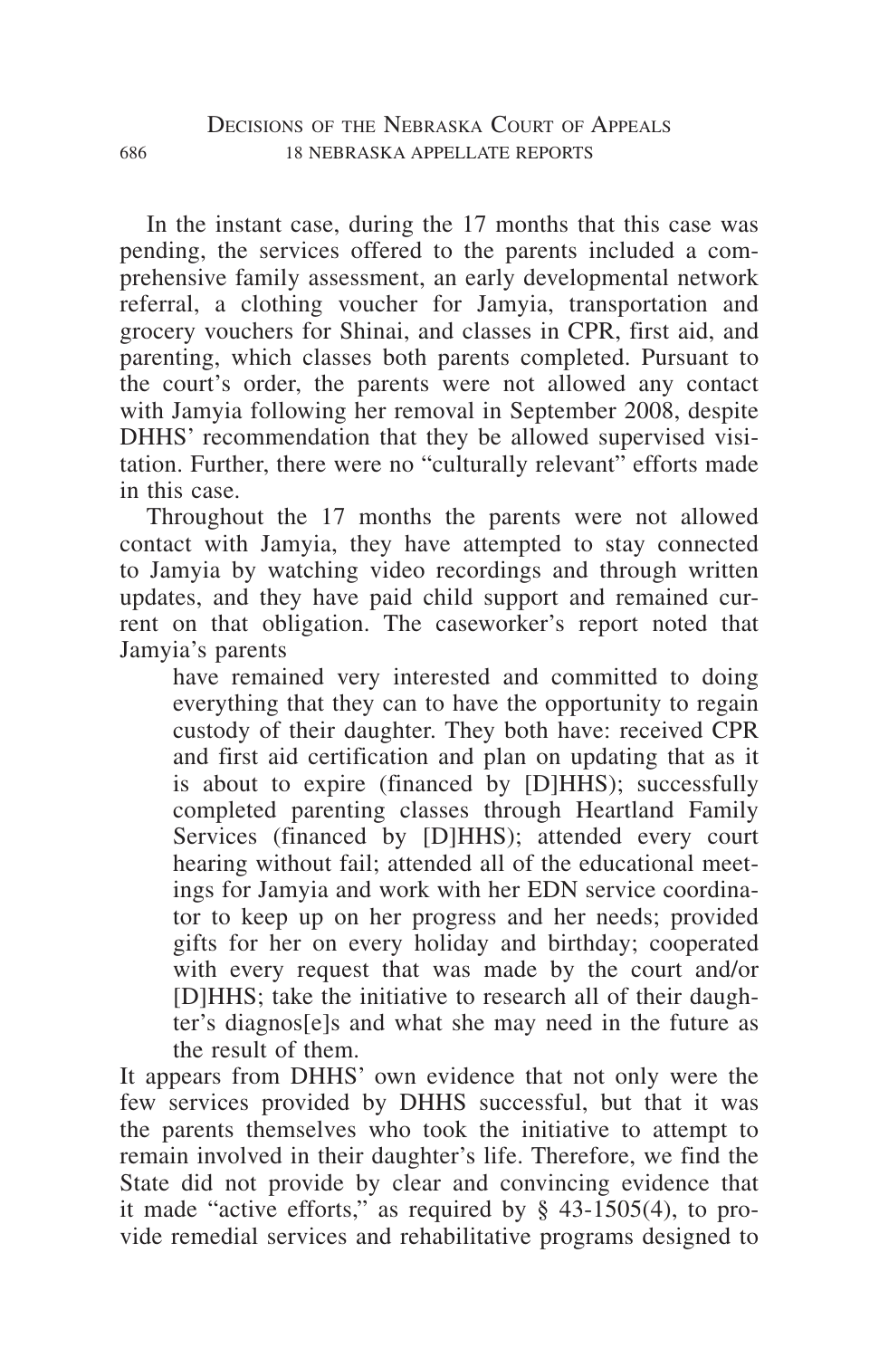In the instant case, during the 17 months that this case was pending, the services offered to the parents included a comprehensive family assessment, an early developmental network referral, a clothing voucher for Jamyia, transportation and grocery vouchers for Shinai, and classes in CPR, first aid, and parenting, which classes both parents completed. Pursuant to the court's order, the parents were not allowed any contact with Jamyia following her removal in September 2008, despite DHHS' recommendation that they be allowed supervised visitation. Further, there were no "culturally relevant" efforts made in this case.

Throughout the 17 months the parents were not allowed contact with Jamyia, they have attempted to stay connected to Jamyia by watching video recordings and through written updates, and they have paid child support and remained current on that obligation. The caseworker's report noted that Jamyia's parents

> have remained very interested and committed to doing everything that they can to have the opportunity to regain custody of their daughter. They both have: received CPR and first aid certification and plan on updating that as it is about to expire (financed by [D]HHS); successfully completed parenting classes through Heartland Family Services (financed by [D]HHS); attended every court hearing without fail; attended all of the educational meetings for Jamyia and work with her EDN service coordinator to keep up on her progress and her needs; provided gifts for her on every holiday and birthday; cooperated with every request that was made by the court and/or [D]HHS; take the initiative to research all of their daughter's diagnos[e]s and what she may need in the future as the result of them.

It appears from DHHS' own evidence that not only were the few services provided by DHHS successful, but that it was the parents themselves who took the initiative to attempt to remain involved in their daughter's life. Therefore, we find the State did not provide by clear and convincing evidence that it made "active efforts," as required by § 43-1505(4), to provide remedial services and rehabilitative programs designed to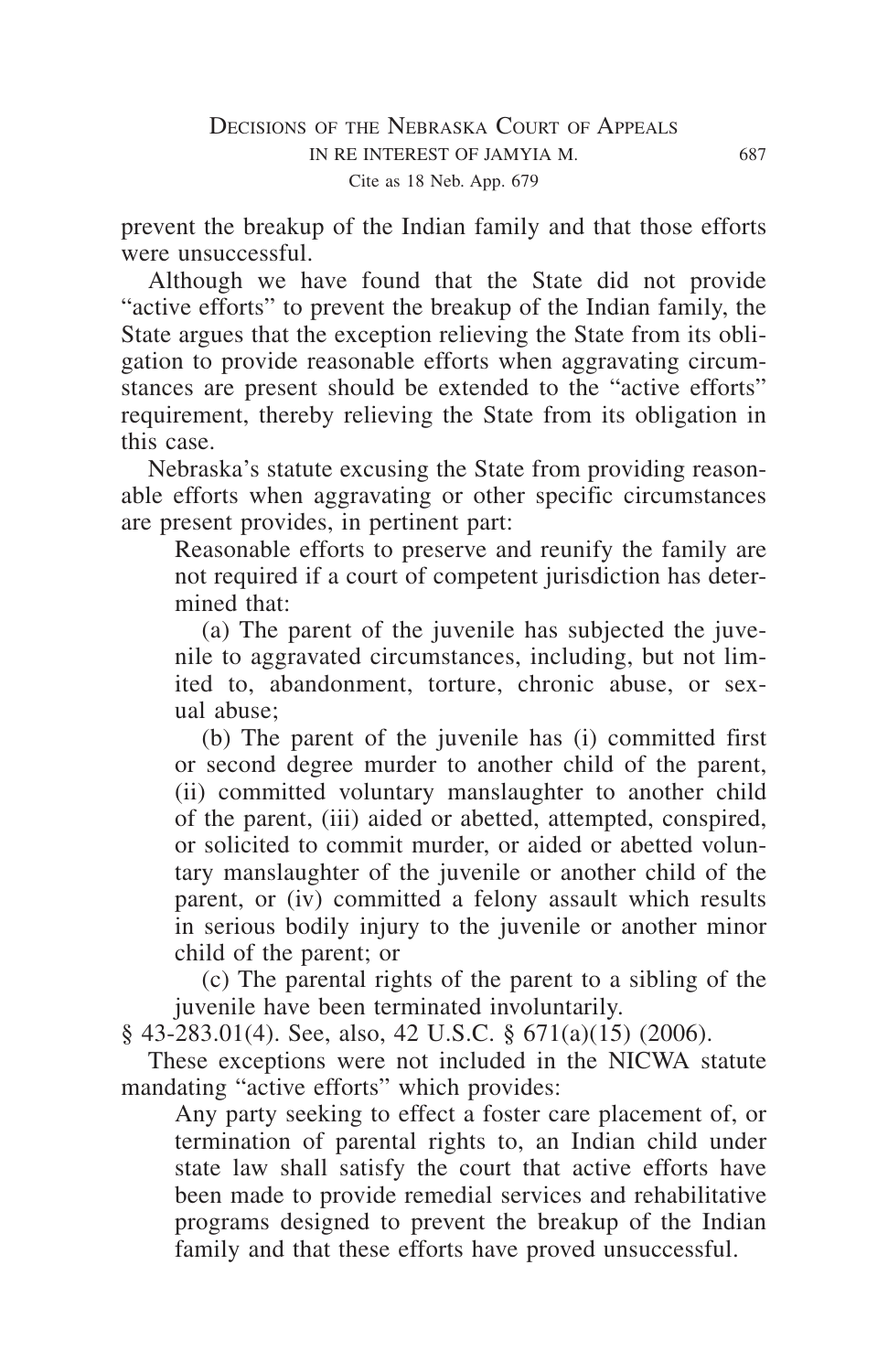prevent the breakup of the Indian family and that those efforts were unsuccessful.

Although we have found that the State did not provide "active efforts" to prevent the breakup of the Indian family, the State argues that the exception relieving the State from its obligation to provide reasonable efforts when aggravating circumstances are present should be extended to the "active efforts" requirement, thereby relieving the State from its obligation in this case.

Nebraska's statute excusing the State from providing reasonable efforts when aggravating or other specific circumstances are present provides, in pertinent part:

> Reasonable efforts to preserve and reunify the family are not required if a court of competent jurisdiction has determined that:
>
> (a) The parent of the juvenile has subjected the juvenile to aggravated circumstances, including, but not limited to, abandonment, torture, chronic abuse, or sexual abuse;
>
> (b) The parent of the juvenile has (i) committed first or second degree murder to another child of the parent, (ii) committed voluntary manslaughter to another child of the parent, (iii) aided or abetted, attempted, conspired, or solicited to commit murder, or aided or abetted voluntary manslaughter of the juvenile or another child of the parent, or (iv) committed a felony assault which results in serious bodily injury to the juvenile or another minor child of the parent; or
>
> (c) The parental rights of the parent to a sibling of the juvenile have been terminated involuntarily.

§ 43-283.01(4). See, also, 42 U.S.C. § 671(a)(15) (2006).

These exceptions were not included in the NICWA statute mandating "active efforts" which provides:

> Any party seeking to effect a foster care placement of, or termination of parental rights to, an Indian child under state law shall satisfy the court that active efforts have been made to provide remedial services and rehabilitative programs designed to prevent the breakup of the Indian family and that these efforts have proved unsuccessful.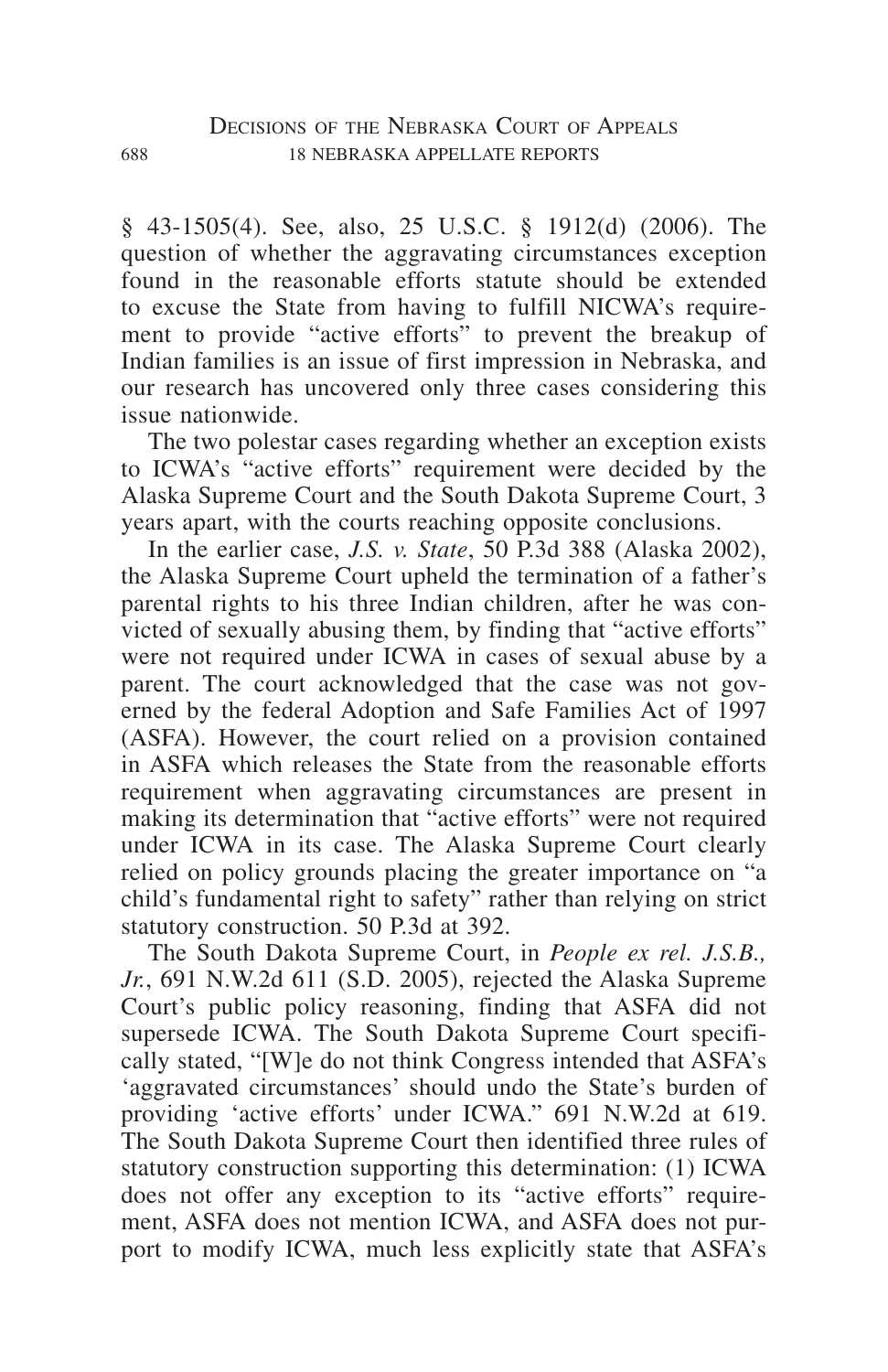§ 43-1505(4). See, also, 25 U.S.C. § 1912(d) (2006). The question of whether the aggravating circumstances exception found in the reasonable efforts statute should be extended to excuse the State from having to fulfill NICWA's requirement to provide "active efforts" to prevent the breakup of Indian families is an issue of first impression in Nebraska, and our research has uncovered only three cases considering this issue nationwide.

The two polestar cases regarding whether an exception exists to ICWA's "active efforts" requirement were decided by the Alaska Supreme Court and the South Dakota Supreme Court, 3 years apart, with the courts reaching opposite conclusions.

In the earlier case, *J.S. v. State*, 50 P.3d 388 (Alaska 2002), the Alaska Supreme Court upheld the termination of a father's parental rights to his three Indian children, after he was convicted of sexually abusing them, by finding that "active efforts" were not required under ICWA in cases of sexual abuse by a parent. The court acknowledged that the case was not governed by the federal Adoption and Safe Families Act of 1997 (ASFA). However, the court relied on a provision contained in ASFA which releases the State from the reasonable efforts requirement when aggravating circumstances are present in making its determination that "active efforts" were not required under ICWA in its case. The Alaska Supreme Court clearly relied on policy grounds placing the greater importance on "a child's fundamental right to safety" rather than relying on strict statutory construction. 50 P.3d at 392.

The South Dakota Supreme Court, in *People ex rel. J.S.B., Jr.*, 691 N.W.2d 611 (S.D. 2005), rejected the Alaska Supreme Court's public policy reasoning, finding that ASFA did not supersede ICWA. The South Dakota Supreme Court specifically stated, "[W]e do not think Congress intended that ASFA's 'aggravated circumstances' should undo the State's burden of providing 'active efforts' under ICWA." 691 N.W.2d at 619. The South Dakota Supreme Court then identified three rules of statutory construction supporting this determination: (1) ICWA does not offer any exception to its "active efforts" requirement, ASFA does not mention ICWA, and ASFA does not purport to modify ICWA, much less explicitly state that ASFA's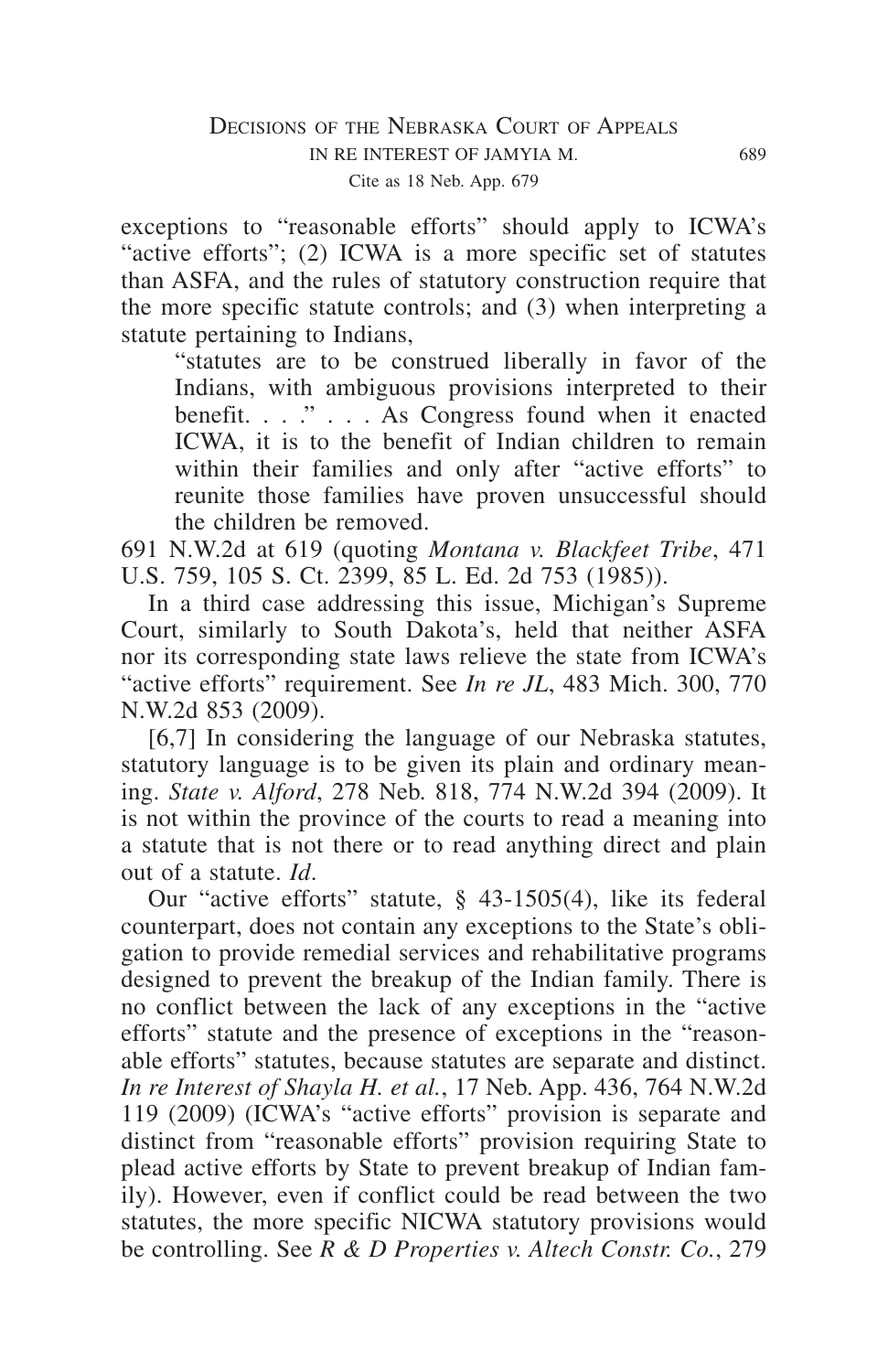exceptions to "reasonable efforts" should apply to ICWA's "active efforts"; (2) ICWA is a more specific set of statutes than ASFA, and the rules of statutory construction require that the more specific statute controls; and (3) when interpreting a statute pertaining to Indians,

> "statutes are to be construed liberally in favor of the Indians, with ambiguous provisions interpreted to their benefit. . . ." . . . As Congress found when it enacted ICWA, it is to the benefit of Indian children to remain within their families and only after "active efforts" to reunite those families have proven unsuccessful should the children be removed.

691 N.W.2d at 619 (quoting *Montana v. Blackfeet Tribe*, 471 U.S. 759, 105 S. Ct. 2399, 85 L. Ed. 2d 753 (1985)).

In a third case addressing this issue, Michigan's Supreme Court, similarly to South Dakota's, held that neither ASFA nor its corresponding state laws relieve the state from ICWA's "active efforts" requirement. See *In re JL*, 483 Mich. 300, 770 N.W.2d 853 (2009).

[6,7] In considering the language of our Nebraska statutes, statutory language is to be given its plain and ordinary meaning. *State v. Alford*, 278 Neb. 818, 774 N.W.2d 394 (2009). It is not within the province of the courts to read a meaning into a statute that is not there or to read anything direct and plain out of a statute. *Id*.

Our "active efforts" statute, § 43-1505(4), like its federal counterpart, does not contain any exceptions to the State's obligation to provide remedial services and rehabilitative programs designed to prevent the breakup of the Indian family. There is no conflict between the lack of any exceptions in the "active efforts" statute and the presence of exceptions in the "reasonable efforts" statutes, because statutes are separate and distinct. *In re Interest of Shayla H. et al.*, 17 Neb. App. 436, 764 N.W.2d 119 (2009) (ICWA's "active efforts" provision is separate and distinct from "reasonable efforts" provision requiring State to plead active efforts by State to prevent breakup of Indian family). However, even if conflict could be read between the two statutes, the more specific NICWA statutory provisions would be controlling. See *R & D Properties v. Altech Constr. Co.*, 279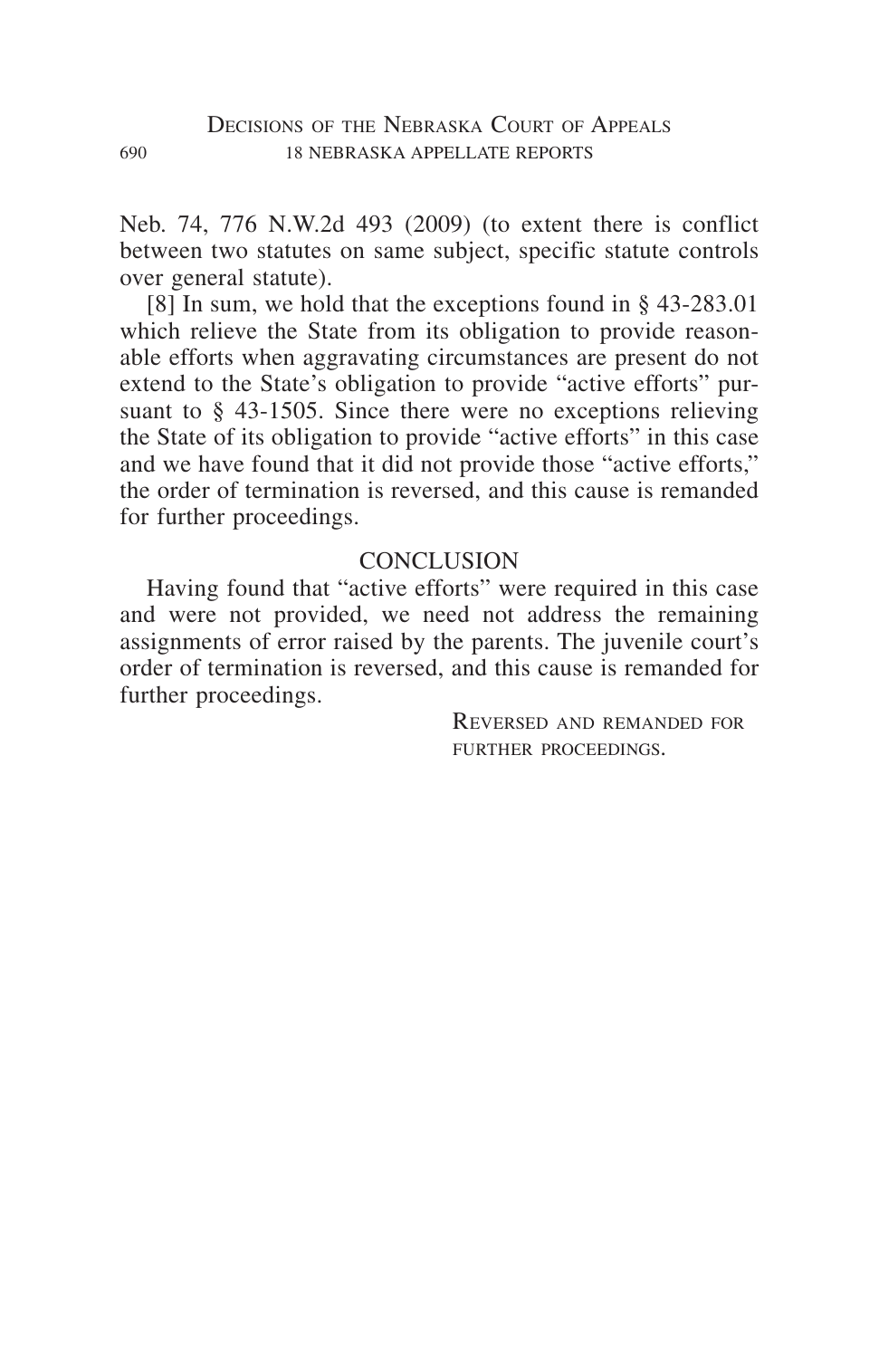Neb. 74, 776 N.W.2d 493 (2009) (to extent there is conflict between two statutes on same subject, specific statute controls over general statute).

[8] In sum, we hold that the exceptions found in § 43-283.01 which relieve the State from its obligation to provide reasonable efforts when aggravating circumstances are present do not extend to the State's obligation to provide "active efforts" pursuant to § 43-1505. Since there were no exceptions relieving the State of its obligation to provide "active efforts" in this case and we have found that it did not provide those "active efforts," the order of termination is reversed, and this cause is remanded for further proceedings.

## CONCLUSION

Having found that "active efforts" were required in this case and were not provided, we need not address the remaining assignments of error raised by the parents. The juvenile court's order of termination is reversed, and this cause is remanded for further proceedings.

REVERSED AND REMANDED FOR FURTHER PROCEEDINGS.